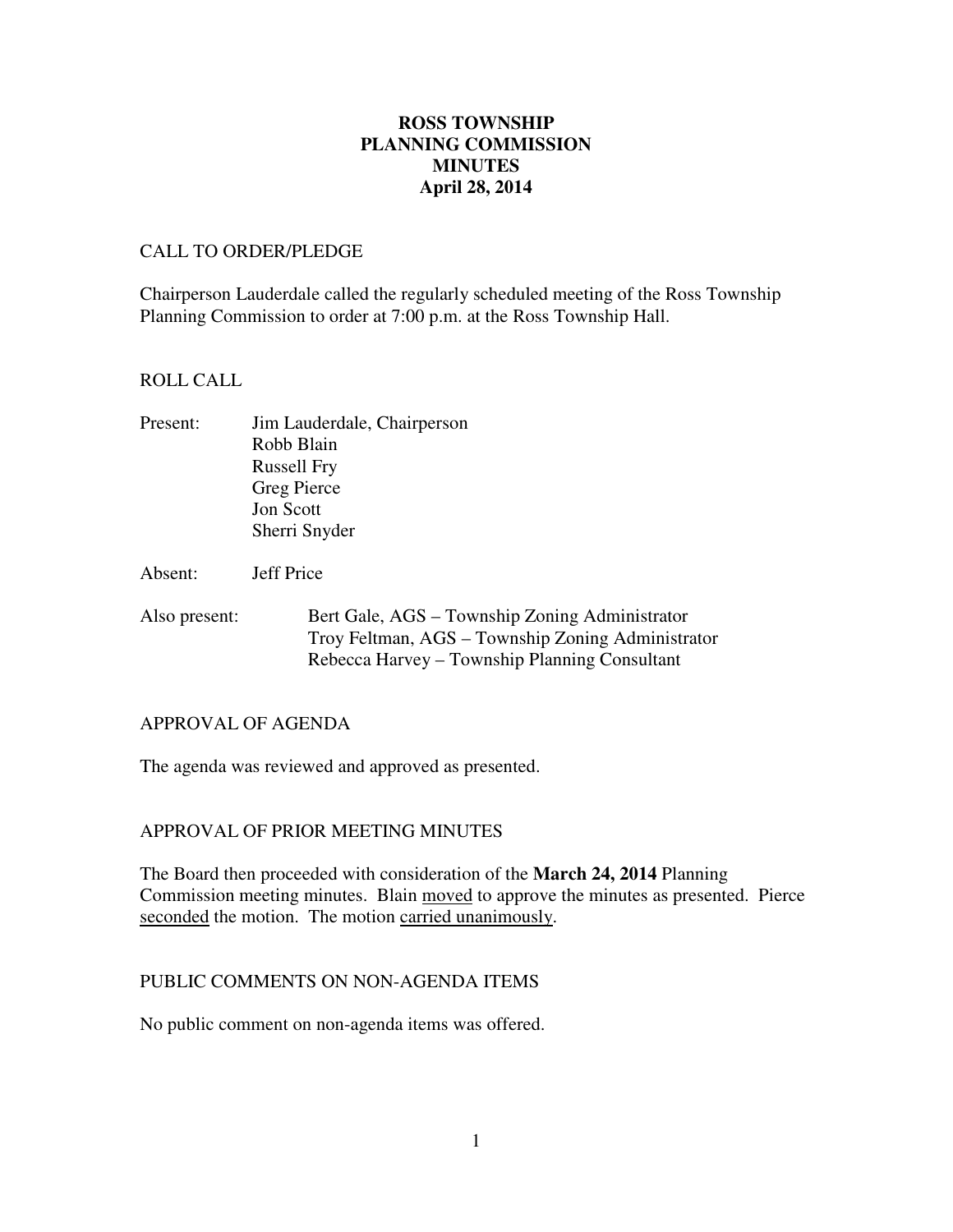# ROSS TOWNSHIP
# PLANNING COMMISSION
# MINUTES
# April 28, 2014

## CALL TO ORDER/PLEDGE

Chairperson Lauderdale called the regularly scheduled meeting of the Ross Township Planning Commission to order at 7:00 p.m. at the Ross Township Hall.

## ROLL CALL

Present: Jim Lauderdale, Chairperson
Robb Blain
Russell Fry
Greg Pierce
Jon Scott
Sherri Snyder

Absent: Jeff Price

Also present: Bert Gale, AGS – Township Zoning Administrator
Troy Feltman, AGS – Township Zoning Administrator
Rebecca Harvey – Township Planning Consultant

## APPROVAL OF AGENDA

The agenda was reviewed and approved as presented.

## APPROVAL OF PRIOR MEETING MINUTES

The Board then proceeded with consideration of the **March 24, 2014** Planning Commission meeting minutes. Blain moved to approve the minutes as presented. Pierce seconded the motion. The motion carried unanimously.

## PUBLIC COMMENTS ON NON-AGENDA ITEMS

No public comment on non-agenda items was offered.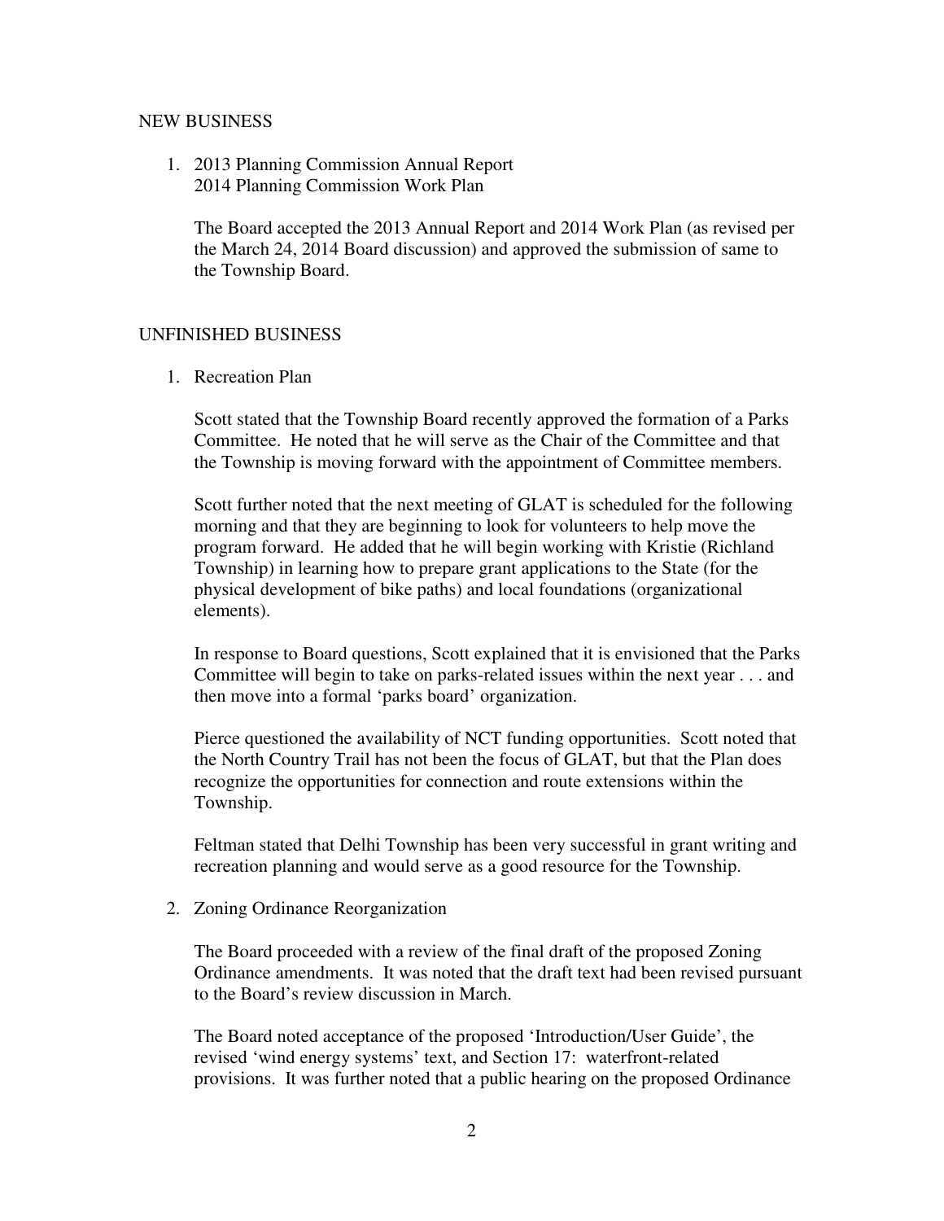## NEW BUSINESS

1. 2013 Planning Commission Annual Report
   2014 Planning Commission Work Plan

   The Board accepted the 2013 Annual Report and 2014 Work Plan (as revised per the March 24, 2014 Board discussion) and approved the submission of same to the Township Board.

## UNFINISHED BUSINESS

1. Recreation Plan

   Scott stated that the Township Board recently approved the formation of a Parks Committee. He noted that he will serve as the Chair of the Committee and that the Township is moving forward with the appointment of Committee members.

   Scott further noted that the next meeting of GLAT is scheduled for the following morning and that they are beginning to look for volunteers to help move the program forward. He added that he will begin working with Kristie (Richland Township) in learning how to prepare grant applications to the State (for the physical development of bike paths) and local foundations (organizational elements).

   In response to Board questions, Scott explained that it is envisioned that the Parks Committee will begin to take on parks-related issues within the next year . . . and then move into a formal 'parks board' organization.

   Pierce questioned the availability of NCT funding opportunities. Scott noted that the North Country Trail has not been the focus of GLAT, but that the Plan does recognize the opportunities for connection and route extensions within the Township.

   Feltman stated that Delhi Township has been very successful in grant writing and recreation planning and would serve as a good resource for the Township.

2. Zoning Ordinance Reorganization

   The Board proceeded with a review of the final draft of the proposed Zoning Ordinance amendments. It was noted that the draft text had been revised pursuant to the Board's review discussion in March.

   The Board noted acceptance of the proposed 'Introduction/User Guide', the revised 'wind energy systems' text, and Section 17: waterfront-related provisions. It was further noted that a public hearing on the proposed Ordinance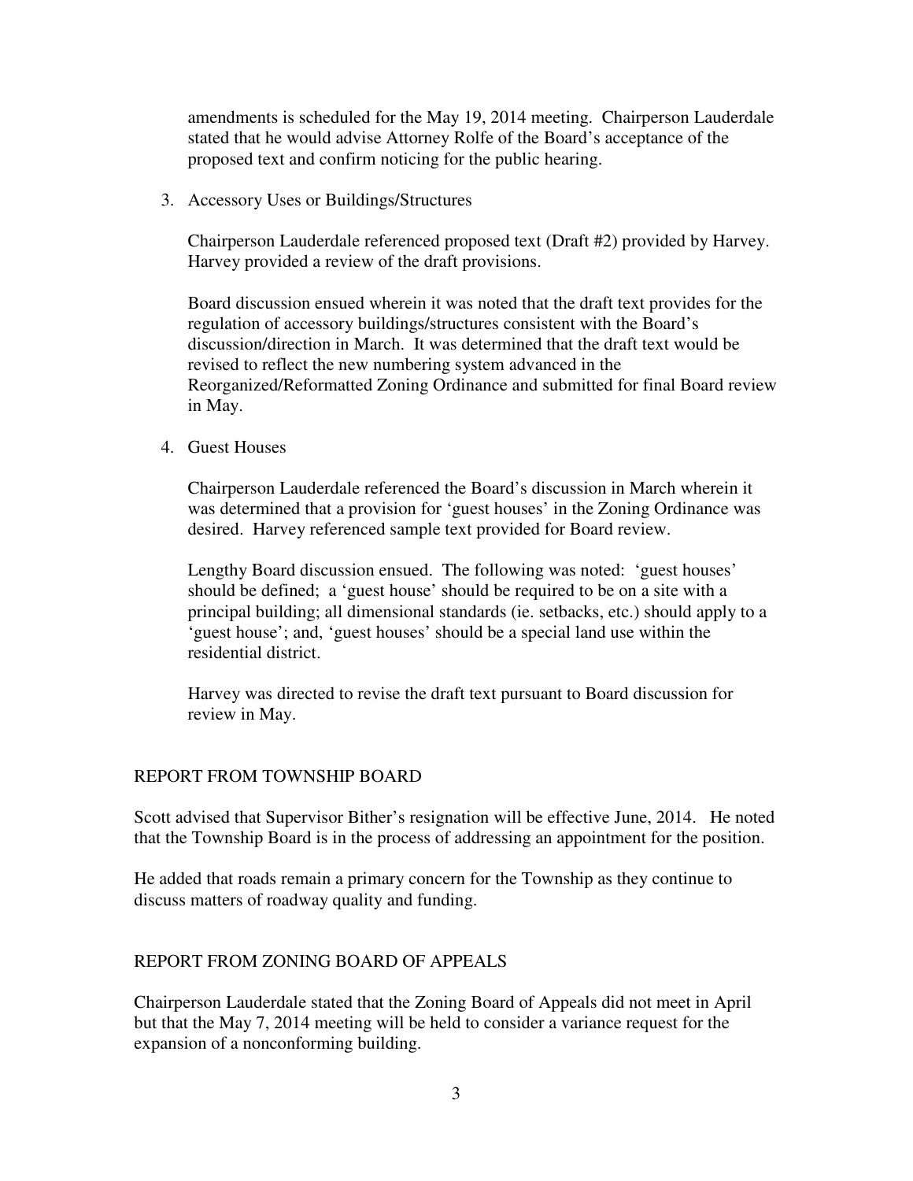amendments is scheduled for the May 19, 2014 meeting. Chairperson Lauderdale stated that he would advise Attorney Rolfe of the Board's acceptance of the proposed text and confirm noticing for the public hearing.

3. Accessory Uses or Buildings/Structures

   Chairperson Lauderdale referenced proposed text (Draft #2) provided by Harvey. Harvey provided a review of the draft provisions.

   Board discussion ensued wherein it was noted that the draft text provides for the regulation of accessory buildings/structures consistent with the Board's discussion/direction in March. It was determined that the draft text would be revised to reflect the new numbering system advanced in the Reorganized/Reformatted Zoning Ordinance and submitted for final Board review in May.

4. Guest Houses

   Chairperson Lauderdale referenced the Board's discussion in March wherein it was determined that a provision for 'guest houses' in the Zoning Ordinance was desired. Harvey referenced sample text provided for Board review.

   Lengthy Board discussion ensued. The following was noted: 'guest houses' should be defined; a 'guest house' should be required to be on a site with a principal building; all dimensional standards (ie. setbacks, etc.) should apply to a 'guest house'; and, 'guest houses' should be a special land use within the residential district.

   Harvey was directed to revise the draft text pursuant to Board discussion for review in May.

## REPORT FROM TOWNSHIP BOARD

Scott advised that Supervisor Bither's resignation will be effective June, 2014. He noted that the Township Board is in the process of addressing an appointment for the position.

He added that roads remain a primary concern for the Township as they continue to discuss matters of roadway quality and funding.

## REPORT FROM ZONING BOARD OF APPEALS

Chairperson Lauderdale stated that the Zoning Board of Appeals did not meet in April but that the May 7, 2014 meeting will be held to consider a variance request for the expansion of a nonconforming building.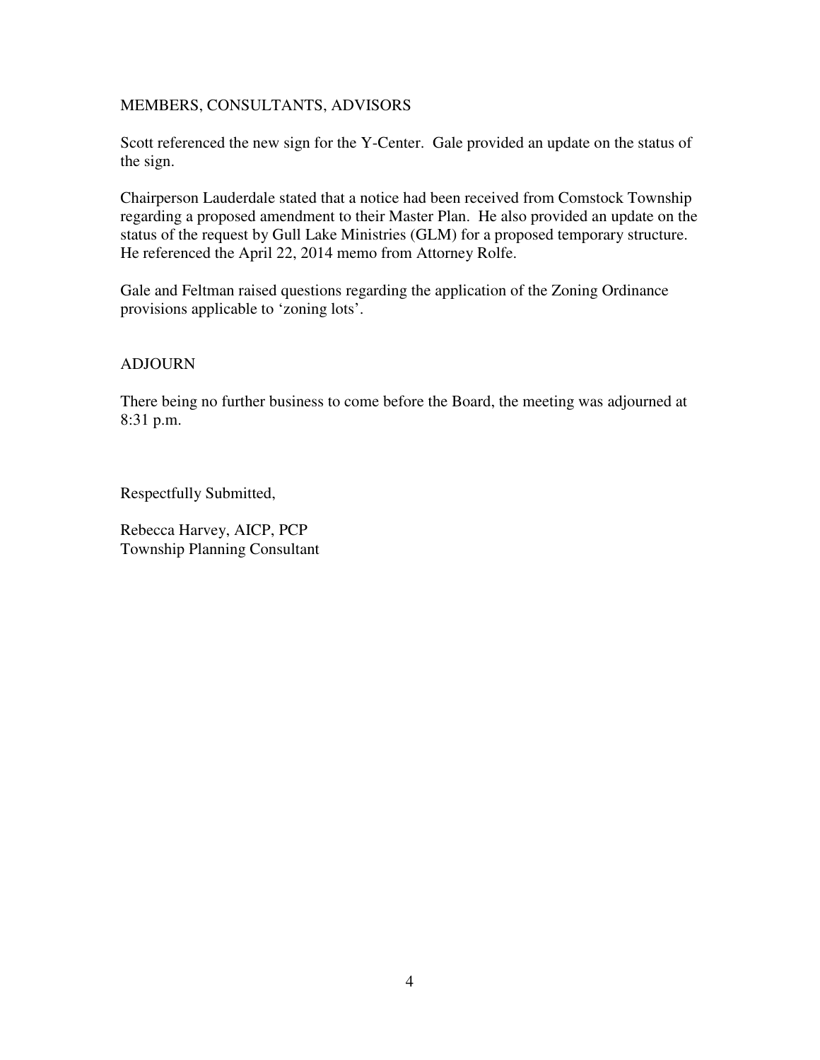MEMBERS, CONSULTANTS, ADVISORS

Scott referenced the new sign for the Y-Center. Gale provided an update on the status of the sign.

Chairperson Lauderdale stated that a notice had been received from Comstock Township regarding a proposed amendment to their Master Plan. He also provided an update on the status of the request by Gull Lake Ministries (GLM) for a proposed temporary structure. He referenced the April 22, 2014 memo from Attorney Rolfe.

Gale and Feltman raised questions regarding the application of the Zoning Ordinance provisions applicable to 'zoning lots'.

ADJOURN

There being no further business to come before the Board, the meeting was adjourned at 8:31 p.m.

Respectfully Submitted,

Rebecca Harvey, AICP, PCP
Township Planning Consultant